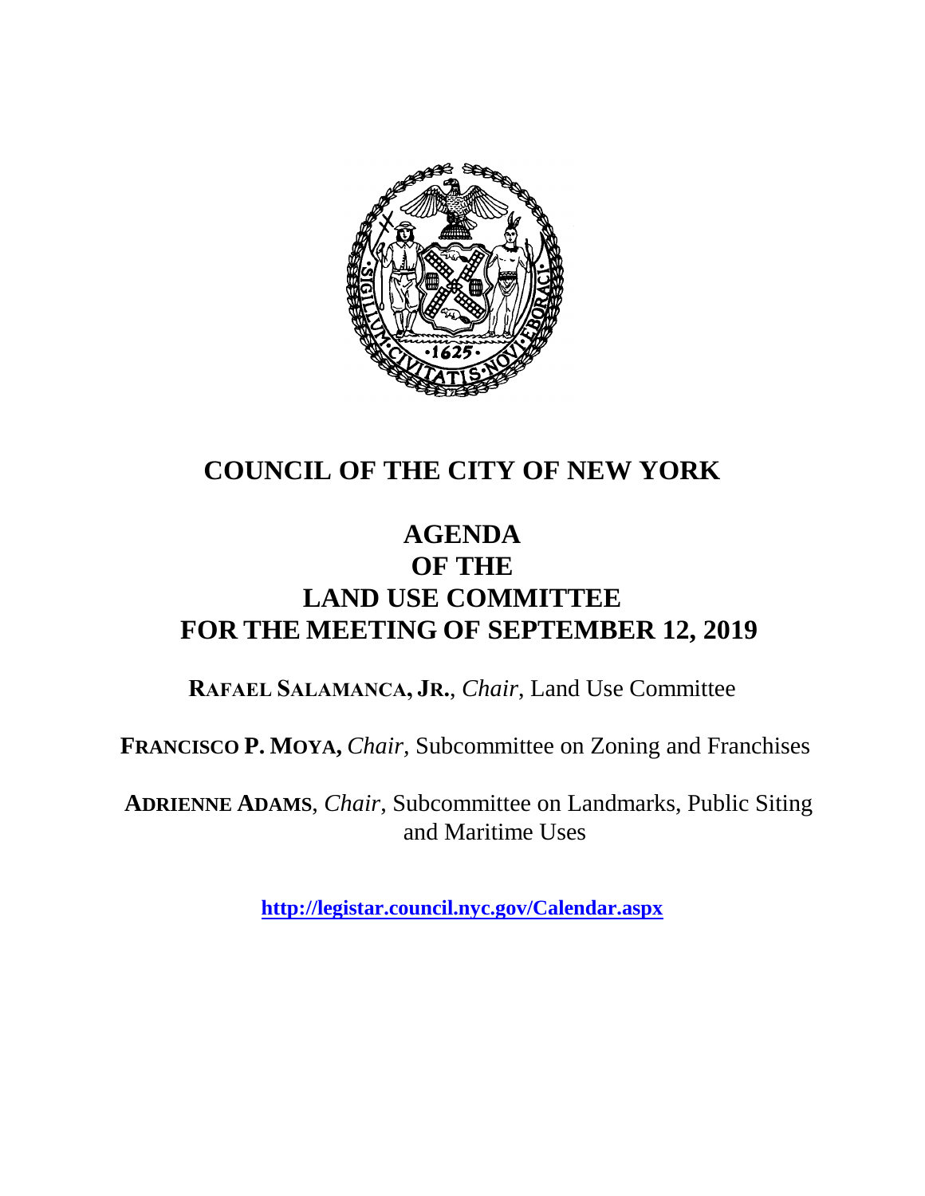# COUNCIL OF THE CITY OF NEW YORK

# AGENDA
# OF THE
# LAND USE COMMITTEE
# FOR THE MEETING OF SEPTEMBER 12, 2019

**RAFAEL SALAMANCA, JR.**, *Chair*, Land Use Committee

**FRANCISCO P. MOYA,** *Chair,* Subcommittee on Zoning and Franchises

**ADRIENNE ADAMS**, *Chair*, Subcommittee on Landmarks, Public Siting and Maritime Uses

**http://legistar.council.nyc.gov/Calendar.aspx**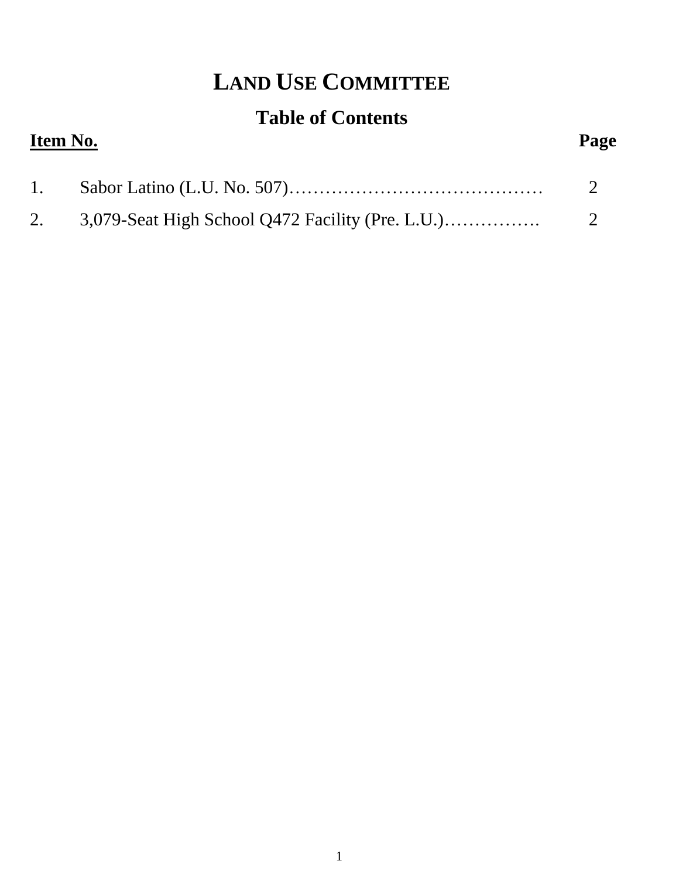# LAND USE COMMITTEE

## Table of Contents

| Item No. | | Page |
|---|---|---|
| 1. | Sabor Latino (L.U. No. 507)…………………………………… | 2 |
| 2. | 3,079-Seat High School Q472 Facility (Pre. L.U.)……………. | 2 |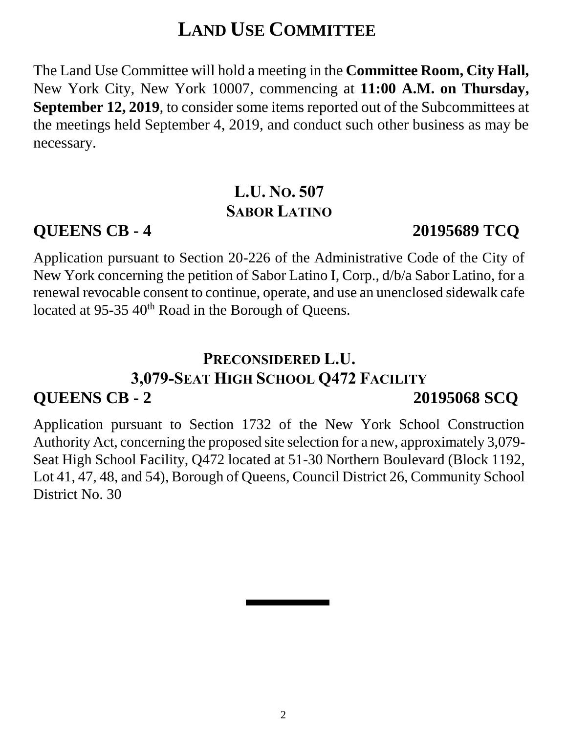# LAND USE COMMITTEE

The Land Use Committee will hold a meeting in the **Committee Room, City Hall,** New York City, New York 10007, commencing at **11:00 A.M. on Thursday, September 12, 2019**, to consider some items reported out of the Subcommittees at the meetings held September 4, 2019, and conduct such other business as may be necessary.

## L.U. NO. 507
## SABOR LATINO

**QUEENS CB - 4** **20195689 TCQ**

Application pursuant to Section 20-226 of the Administrative Code of the City of New York concerning the petition of Sabor Latino I, Corp., d/b/a Sabor Latino, for a renewal revocable consent to continue, operate, and use an unenclosed sidewalk cafe located at 95-35 40th Road in the Borough of Queens.

## PRECONSIDERED L.U.
## 3,079-SEAT HIGH SCHOOL Q472 FACILITY

**QUEENS CB - 2** **20195068 SCQ**

Application pursuant to Section 1732 of the New York School Construction Authority Act, concerning the proposed site selection for a new, approximately 3,079-Seat High School Facility, Q472 located at 51-30 Northern Boulevard (Block 1192, Lot 41, 47, 48, and 54), Borough of Queens, Council District 26, Community School District No. 30